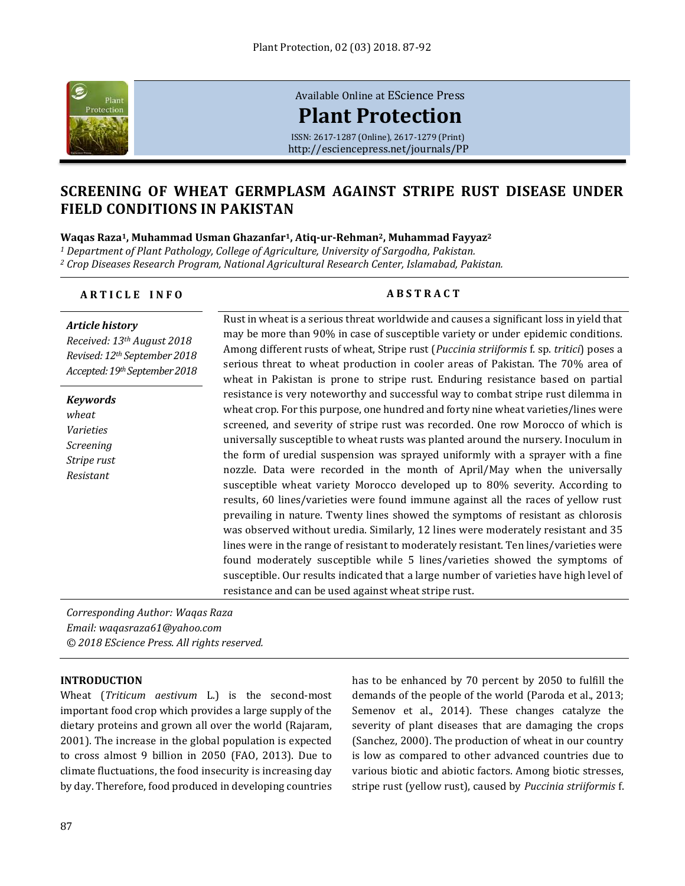Available Online at EScience Press

**Plant Protection**

ISSN: 2617-1287 (Online), 2617-1279 (Print)
http://esciencepress.net/journals/PP

# SCREENING OF WHEAT GERMPLASM AGAINST STRIPE RUST DISEASE UNDER FIELD CONDITIONS IN PAKISTAN

**Waqas Raza[1], Muhammad Usman Ghazanfar[1], Atiq-ur-Rehman[2], Muhammad Fayyaz[2]**

[1] *Department of Plant Pathology, College of Agriculture, University of Sargodha, Pakistan.*
[2] *Crop Diseases Research Program, National Agricultural Research Center, Islamabad, Pakistan.*

## ARTICLE INFO

***Article history***

*Received: 13th August 2018*
*Revised: 12th September 2018*
*Accepted: 19th September 2018*

***Keywords***

*wheat*
*Varieties*
*Screening*
*Stripe rust*
*Resistant*

## ABSTRACT

Rust in wheat is a serious threat worldwide and causes a significant loss in yield that may be more than 90% in case of susceptible variety or under epidemic conditions. Among different rusts of wheat, Stripe rust (*Puccinia striiformis* f. sp. *tritici*) poses a serious threat to wheat production in cooler areas of Pakistan. The 70% area of wheat in Pakistan is prone to stripe rust. Enduring resistance based on partial resistance is very noteworthy and successful way to combat stripe rust dilemma in wheat crop. For this purpose, one hundred and forty nine wheat varieties/lines were screened, and severity of stripe rust was recorded. One row Morocco of which is universally susceptible to wheat rusts was planted around the nursery. Inoculum in the form of uredial suspension was sprayed uniformly with a sprayer with a fine nozzle. Data were recorded in the month of April/May when the universally susceptible wheat variety Morocco developed up to 80% severity. According to results, 60 lines/varieties were found immune against all the races of yellow rust prevailing in nature. Twenty lines showed the symptoms of resistant as chlorosis was observed without uredia. Similarly, 12 lines were moderately resistant and 35 lines were in the range of resistant to moderately resistant. Ten lines/varieties were found moderately susceptible while 5 lines/varieties showed the symptoms of susceptible. Our results indicated that a large number of varieties have high level of resistance and can be used against wheat stripe rust.

*Corresponding Author: Waqas Raza*
*Email: waqasraza61@yahoo.com*
*© 2018 EScience Press. All rights reserved.*

## INTRODUCTION

Wheat (*Triticum aestivum* L.) is the second-most important food crop which provides a large supply of the dietary proteins and grown all over the world (Rajaram, 2001). The increase in the global population is expected to cross almost 9 billion in 2050 (FAO, 2013). Due to climate fluctuations, the food insecurity is increasing day by day. Therefore, food produced in developing countries has to be enhanced by 70 percent by 2050 to fulfill the demands of the people of the world (Paroda et al., 2013; Semenov et al., 2014). These changes catalyze the severity of plant diseases that are damaging the crops (Sanchez, 2000). The production of wheat in our country is low as compared to other advanced countries due to various biotic and abiotic factors. Among biotic stresses, stripe rust (yellow rust), caused by *Puccinia striiformis* f.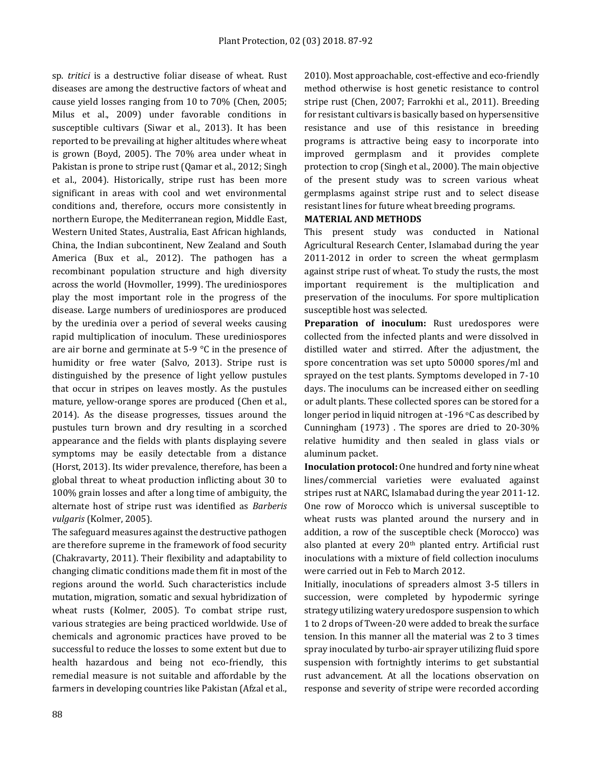sp. *tritici* is a destructive foliar disease of wheat. Rust diseases are among the destructive factors of wheat and cause yield losses ranging from 10 to 70% (Chen, 2005; Milus et al., 2009) under favorable conditions in susceptible cultivars (Siwar et al., 2013). It has been reported to be prevailing at higher altitudes where wheat is grown (Boyd, 2005). The 70% area under wheat in Pakistan is prone to stripe rust (Qamar et al., 2012; Singh et al., 2004). Historically, stripe rust has been more significant in areas with cool and wet environmental conditions and, therefore, occurs more consistently in northern Europe, the Mediterranean region, Middle East, Western United States, Australia, East African highlands, China, the Indian subcontinent, New Zealand and South America (Bux et al., 2012). The pathogen has a recombinant population structure and high diversity across the world (Hovmoller, 1999). The urediniospores play the most important role in the progress of the disease. Large numbers of urediniospores are produced by the uredinia over a period of several weeks causing rapid multiplication of inoculum. These urediniospores are air borne and germinate at 5-9 °C in the presence of humidity or free water (Salvo, 2013). Stripe rust is distinguished by the presence of light yellow pustules that occur in stripes on leaves mostly. As the pustules mature, yellow-orange spores are produced (Chen et al., 2014). As the disease progresses, tissues around the pustules turn brown and dry resulting in a scorched appearance and the fields with plants displaying severe symptoms may be easily detectable from a distance (Horst, 2013). Its wider prevalence, therefore, has been a global threat to wheat production inflicting about 30 to 100% grain losses and after a long time of ambiguity, the alternate host of stripe rust was identified as *Barberis vulgaris* (Kolmer, 2005).

The safeguard measures against the destructive pathogen are therefore supreme in the framework of food security (Chakravarty, 2011). Their flexibility and adaptability to changing climatic conditions made them fit in most of the regions around the world. Such characteristics include mutation, migration, somatic and sexual hybridization of wheat rusts (Kolmer, 2005). To combat stripe rust, various strategies are being practiced worldwide. Use of chemicals and agronomic practices have proved to be successful to reduce the losses to some extent but due to health hazardous and being not eco-friendly, this remedial measure is not suitable and affordable by the farmers in developing countries like Pakistan (Afzal et al., 2010). Most approachable, cost-effective and eco-friendly method otherwise is host genetic resistance to control stripe rust (Chen, 2007; Farrokhi et al., 2011). Breeding for resistant cultivars is basically based on hypersensitive resistance and use of this resistance in breeding programs is attractive being easy to incorporate into improved germplasm and it provides complete protection to crop (Singh et al., 2000). The main objective of the present study was to screen various wheat germplasms against stripe rust and to select disease resistant lines for future wheat breeding programs.

## MATERIAL AND METHODS

This present study was conducted in National Agricultural Research Center, Islamabad during the year 2011-2012 in order to screen the wheat germplasm against stripe rust of wheat. To study the rusts, the most important requirement is the multiplication and preservation of the inoculums. For spore multiplication susceptible host was selected.

**Preparation of inoculum:** Rust uredospores were collected from the infected plants and were dissolved in distilled water and stirred. After the adjustment, the spore concentration was set upto 50000 spores/ml and sprayed on the test plants. Symptoms developed in 7-10 days. The inoculums can be increased either on seedling or adult plants. These collected spores can be stored for a longer period in liquid nitrogen at -196 °C as described by Cunningham (1973) . The spores are dried to 20-30% relative humidity and then sealed in glass vials or aluminum packet.

**Inoculation protocol:** One hundred and forty nine wheat lines/commercial varieties were evaluated against stripes rust at NARC, Islamabad during the year 2011-12. One row of Morocco which is universal susceptible to wheat rusts was planted around the nursery and in addition, a row of the susceptible check (Morocco) was also planted at every 20th planted entry. Artificial rust inoculations with a mixture of field collection inoculums were carried out in Feb to March 2012.

Initially, inoculations of spreaders almost 3-5 tillers in succession, were completed by hypodermic syringe strategy utilizing watery uredospore suspension to which 1 to 2 drops of Tween-20 were added to break the surface tension. In this manner all the material was 2 to 3 times spray inoculated by turbo-air sprayer utilizing fluid spore suspension with fortnightly interims to get substantial rust advancement. At all the locations observation on response and severity of stripe were recorded according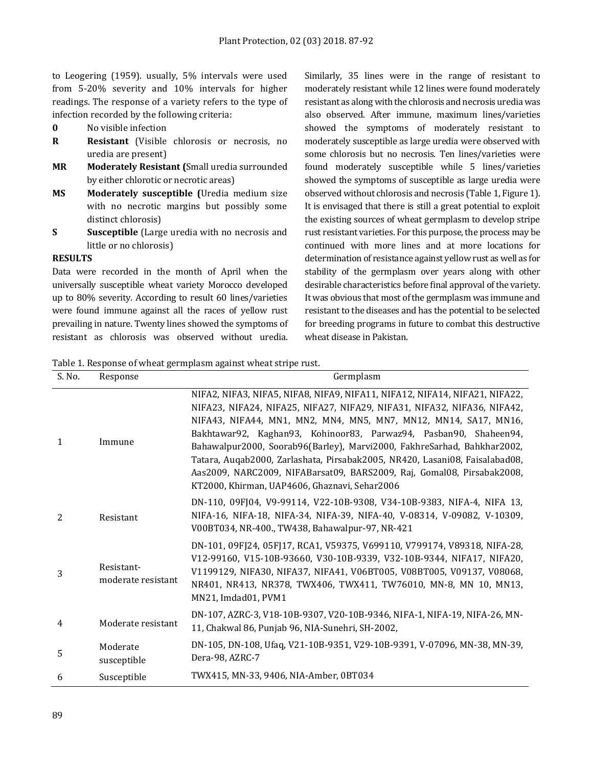to Leogering (1959). usually, 5% intervals were used from 5-20% severity and 10% intervals for higher readings. The response of a variety refers to the type of infection recorded by the following criteria:

- **0** No visible infection
- **R** **Resistant** (Visible chlorosis or necrosis, no uredia are present)
- **MR** **Moderately Resistant (**Small uredia surrounded by either chlorotic or necrotic areas)
- **MS** **Moderately susceptible (**Uredia medium size with no necrotic margins but possibly some distinct chlorosis)
- **S** **Susceptible** (Large uredia with no necrosis and little or no chlorosis)

## RESULTS

Data were recorded in the month of April when the universally susceptible wheat variety Morocco developed up to 80% severity. According to result 60 lines/varieties were found immune against all the races of yellow rust prevailing in nature. Twenty lines showed the symptoms of resistant as chlorosis was observed without uredia. Similarly, 35 lines were in the range of resistant to moderately resistant while 12 lines were found moderately resistant as along with the chlorosis and necrosis uredia was also observed. After immune, maximum lines/varieties showed the symptoms of moderately resistant to moderately susceptible as large uredia were observed with some chlorosis but no necrosis. Ten lines/varieties were found moderately susceptible while 5 lines/varieties showed the symptoms of susceptible as large uredia were observed without chlorosis and necrosis (Table 1, Figure 1). It is envisaged that there is still a great potential to exploit the existing sources of wheat germplasm to develop stripe rust resistant varieties. For this purpose, the process may be continued with more lines and at more locations for determination of resistance against yellow rust as well as for stability of the germplasm over years along with other desirable characteristics before final approval of the variety. It was obvious that most of the germplasm was immune and resistant to the diseases and has the potential to be selected for breeding programs in future to combat this destructive wheat disease in Pakistan.

Table 1. Response of wheat germplasm against wheat stripe rust.

| S. No. | Response | Germplasm |
|---|---|---|
| 1 | Immune | NIFA2, NIFA3, NIFA5, NIFA8, NIFA9, NIFA11, NIFA12, NIFA14, NIFA21, NIFA22, NIFA23, NIFA24, NIFA25, NIFA27, NIFA29, NIFA31, NIFA32, NIFA36, NIFA42, NIFA43, NIFA44, MN1, MN2, MN4, MN5, MN7, MN12, MN14, SA17, MN16, Bakhtawar92, Kaghan93, Kohinoor83, Parwaz94, Pasban90, Shaheen94, Bahawalpur2000, Soorab96(Barley), Marvi2000, FakhreSarhad, Bahkhar2002, Tatara, Auqab2000, Zarlashata, Pirsabak2005, NR420, Lasani08, Faisalabad08, Aas2009, NARC2009, NIFABarsat09, BARS2009, Raj, Gomal08, Pirsabak2008, KT2000, Khirman, UAP4606, Ghaznavi, Sehar2006 |
| 2 | Resistant | DN-110, 09FJ04, V9-99114, V22-10B-9308, V34-10B-9383, NIFA-4, NIFA 13, NIFA-16, NIFA-18, NIFA-34, NIFA-39, NIFA-40, V-08314, V-09082, V-10309, V00BT034, NR-400., TW438, Bahawalpur-97, NR-421 |
| 3 | Resistant-moderate resistant | DN-101, 09FJ24, 05FJ17, RCA1, V59375, V699110, V799174, V89318, NIFA-28, V12-99160, V15-10B-93660, V30-10B-9339, V32-10B-9344, NIFA17, NIFA20, V1199129, NIFA30, NIFA37, NIFA41, V06BT005, V08BT005, V09137, V08068, NR401, NR413, NR378, TWX406, TWX411, TW76010, MN-8, MN 10, MN13, MN21, Imdad01, PVM1 |
| 4 | Moderate resistant | DN-107, AZRC-3, V18-10B-9307, V20-10B-9346, NIFA-1, NIFA-19, NIFA-26, MN-11, Chakwal 86, Punjab 96, NIA-Sunehri, SH-2002, |
| 5 | Moderate susceptible | DN-105, DN-108, Ufaq, V21-10B-9351, V29-10B-9391, V-07096, MN-38, MN-39, Dera-98, AZRC-7 |
| 6 | Susceptible | TWX415, MN-33, 9406, NIA-Amber, 0BT034 |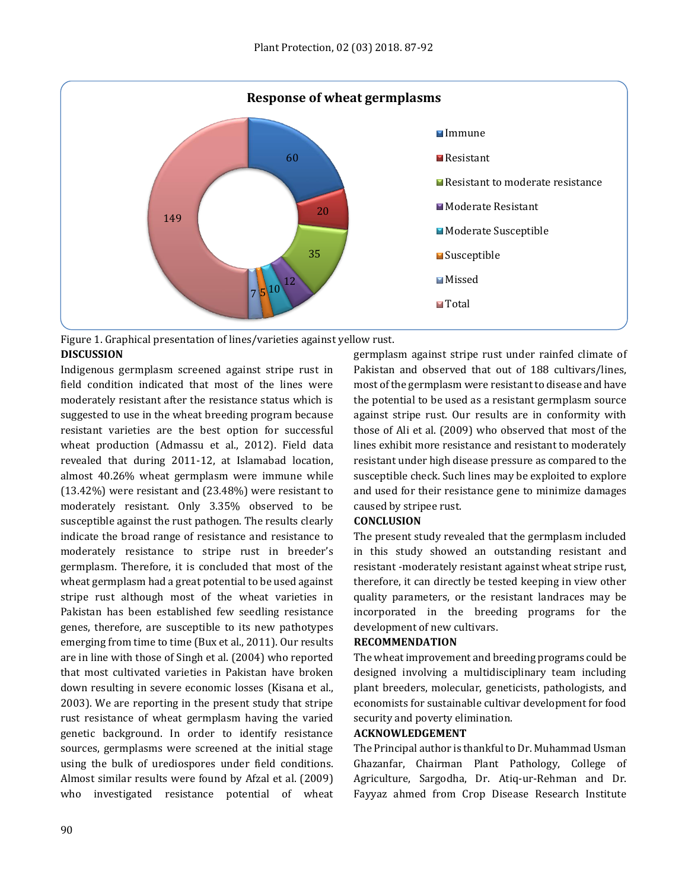Figure 1. Graphical presentation of lines/varieties against yellow rust.

## DISCUSSION

Indigenous germplasm screened against stripe rust in field condition indicated that most of the lines were moderately resistant after the resistance status which is suggested to use in the wheat breeding program because resistant varieties are the best option for successful wheat production (Admassu et al., 2012). Field data revealed that during 2011-12, at Islamabad location, almost 40.26% wheat germplasm were immune while (13.42%) were resistant and (23.48%) were resistant to moderately resistant. Only 3.35% observed to be susceptible against the rust pathogen. The results clearly indicate the broad range of resistance and resistance to moderately resistance to stripe rust in breeder's germplasm. Therefore, it is concluded that most of the wheat germplasm had a great potential to be used against stripe rust although most of the wheat varieties in Pakistan has been established few seedling resistance genes, therefore, are susceptible to its new pathotypes emerging from time to time (Bux et al., 2011). Our results are in line with those of Singh et al. (2004) who reported that most cultivated varieties in Pakistan have broken down resulting in severe economic losses (Kisana et al., 2003). We are reporting in the present study that stripe rust resistance of wheat germplasm having the varied genetic background. In order to identify resistance sources, germplasms were screened at the initial stage using the bulk of urediospores under field conditions. Almost similar results were found by Afzal et al. (2009) who investigated resistance potential of wheat germplasm against stripe rust under rainfed climate of Pakistan and observed that out of 188 cultivars/lines, most of the germplasm were resistant to disease and have the potential to be used as a resistant germplasm source against stripe rust. Our results are in conformity with those of Ali et al. (2009) who observed that most of the lines exhibit more resistance and resistant to moderately resistant under high disease pressure as compared to the susceptible check. Such lines may be exploited to explore and used for their resistance gene to minimize damages caused by stripee rust.

## CONCLUSION

The present study revealed that the germplasm included in this study showed an outstanding resistant and resistant -moderately resistant against wheat stripe rust, therefore, it can directly be tested keeping in view other quality parameters, or the resistant landraces may be incorporated in the breeding programs for the development of new cultivars.

## RECOMMENDATION

The wheat improvement and breeding programs could be designed involving a multidisciplinary team including plant breeders, molecular, geneticists, pathologists, and economists for sustainable cultivar development for food security and poverty elimination.

## ACKNOWLEDGEMENT

The Principal author is thankful to Dr. Muhammad Usman Ghazanfar, Chairman Plant Pathology, College of Agriculture, Sargodha, Dr. Atiq-ur-Rehman and Dr. Fayyaz ahmed from Crop Disease Research Institute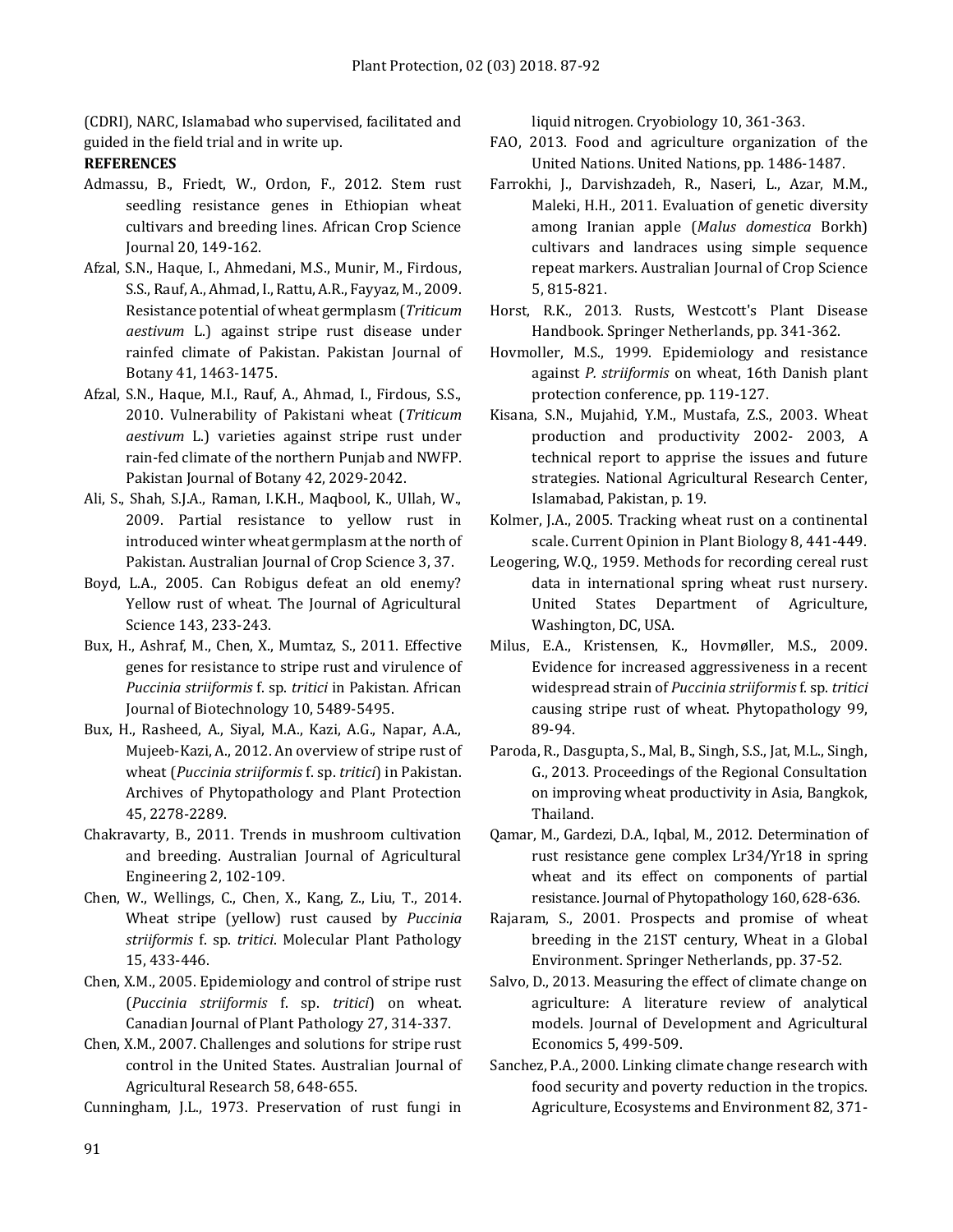(CDRI), NARC, Islamabad who supervised, facilitated and guided in the field trial and in write up.

**REFERENCES**

Admassu, B., Friedt, W., Ordon, F., 2012. Stem rust seedling resistance genes in Ethiopian wheat cultivars and breeding lines. African Crop Science Journal 20, 149-162.

Afzal, S.N., Haque, I., Ahmedani, M.S., Munir, M., Firdous, S.S., Rauf, A., Ahmad, I., Rattu, A.R., Fayyaz, M., 2009. Resistance potential of wheat germplasm (*Triticum aestivum* L.) against stripe rust disease under rainfed climate of Pakistan. Pakistan Journal of Botany 41, 1463-1475.

Afzal, S.N., Haque, M.I., Rauf, A., Ahmad, I., Firdous, S.S., 2010. Vulnerability of Pakistani wheat (*Triticum aestivum* L.) varieties against stripe rust under rain-fed climate of the northern Punjab and NWFP. Pakistan Journal of Botany 42, 2029-2042.

Ali, S., Shah, S.J.A., Raman, I.K.H., Maqbool, K., Ullah, W., 2009. Partial resistance to yellow rust in introduced winter wheat germplasm at the north of Pakistan. Australian Journal of Crop Science 3, 37.

Boyd, L.A., 2005. Can Robigus defeat an old enemy? Yellow rust of wheat. The Journal of Agricultural Science 143, 233-243.

Bux, H., Ashraf, M., Chen, X., Mumtaz, S., 2011. Effective genes for resistance to stripe rust and virulence of *Puccinia striiformis* f. sp. *tritici* in Pakistan. African Journal of Biotechnology 10, 5489-5495.

Bux, H., Rasheed, A., Siyal, M.A., Kazi, A.G., Napar, A.A., Mujeeb-Kazi, A., 2012. An overview of stripe rust of wheat (*Puccinia striiformis* f. sp. *tritici*) in Pakistan. Archives of Phytopathology and Plant Protection 45, 2278-2289.

Chakravarty, B., 2011. Trends in mushroom cultivation and breeding. Australian Journal of Agricultural Engineering 2, 102-109.

Chen, W., Wellings, C., Chen, X., Kang, Z., Liu, T., 2014. Wheat stripe (yellow) rust caused by *Puccinia striiformis* f. sp. *tritici*. Molecular Plant Pathology 15, 433-446.

Chen, X.M., 2005. Epidemiology and control of stripe rust (*Puccinia striiformis* f. sp. *tritici*) on wheat. Canadian Journal of Plant Pathology 27, 314-337.

Chen, X.M., 2007. Challenges and solutions for stripe rust control in the United States. Australian Journal of Agricultural Research 58, 648-655.

Cunningham, J.L., 1973. Preservation of rust fungi in liquid nitrogen. Cryobiology 10, 361-363.

FAO, 2013. Food and agriculture organization of the United Nations. United Nations, pp. 1486-1487.

Farrokhi, J., Darvishzadeh, R., Naseri, L., Azar, M.M., Maleki, H.H., 2011. Evaluation of genetic diversity among Iranian apple (*Malus domestica* Borkh) cultivars and landraces using simple sequence repeat markers. Australian Journal of Crop Science 5, 815-821.

Horst, R.K., 2013. Rusts, Westcott's Plant Disease Handbook. Springer Netherlands, pp. 341-362.

Hovmoller, M.S., 1999. Epidemiology and resistance against *P. striiformis* on wheat, 16th Danish plant protection conference, pp. 119-127.

Kisana, S.N., Mujahid, Y.M., Mustafa, Z.S., 2003. Wheat production and productivity 2002- 2003, A technical report to apprise the issues and future strategies. National Agricultural Research Center, Islamabad, Pakistan, p. 19.

Kolmer, J.A., 2005. Tracking wheat rust on a continental scale. Current Opinion in Plant Biology 8, 441-449.

Leogering, W.Q., 1959. Methods for recording cereal rust data in international spring wheat rust nursery. United States Department of Agriculture, Washington, DC, USA.

Milus, E.A., Kristensen, K., Hovmøller, M.S., 2009. Evidence for increased aggressiveness in a recent widespread strain of *Puccinia striiformis* f. sp. *tritici* causing stripe rust of wheat. Phytopathology 99, 89-94.

Paroda, R., Dasgupta, S., Mal, B., Singh, S.S., Jat, M.L., Singh, G., 2013. Proceedings of the Regional Consultation on improving wheat productivity in Asia, Bangkok, Thailand.

Qamar, M., Gardezi, D.A., Iqbal, M., 2012. Determination of rust resistance gene complex Lr34/Yr18 in spring wheat and its effect on components of partial resistance. Journal of Phytopathology 160, 628-636.

Rajaram, S., 2001. Prospects and promise of wheat breeding in the 21ST century, Wheat in a Global Environment. Springer Netherlands, pp. 37-52.

Salvo, D., 2013. Measuring the effect of climate change on agriculture: A literature review of analytical models. Journal of Development and Agricultural Economics 5, 499-509.

Sanchez, P.A., 2000. Linking climate change research with food security and poverty reduction in the tropics. Agriculture, Ecosystems and Environment 82, 371-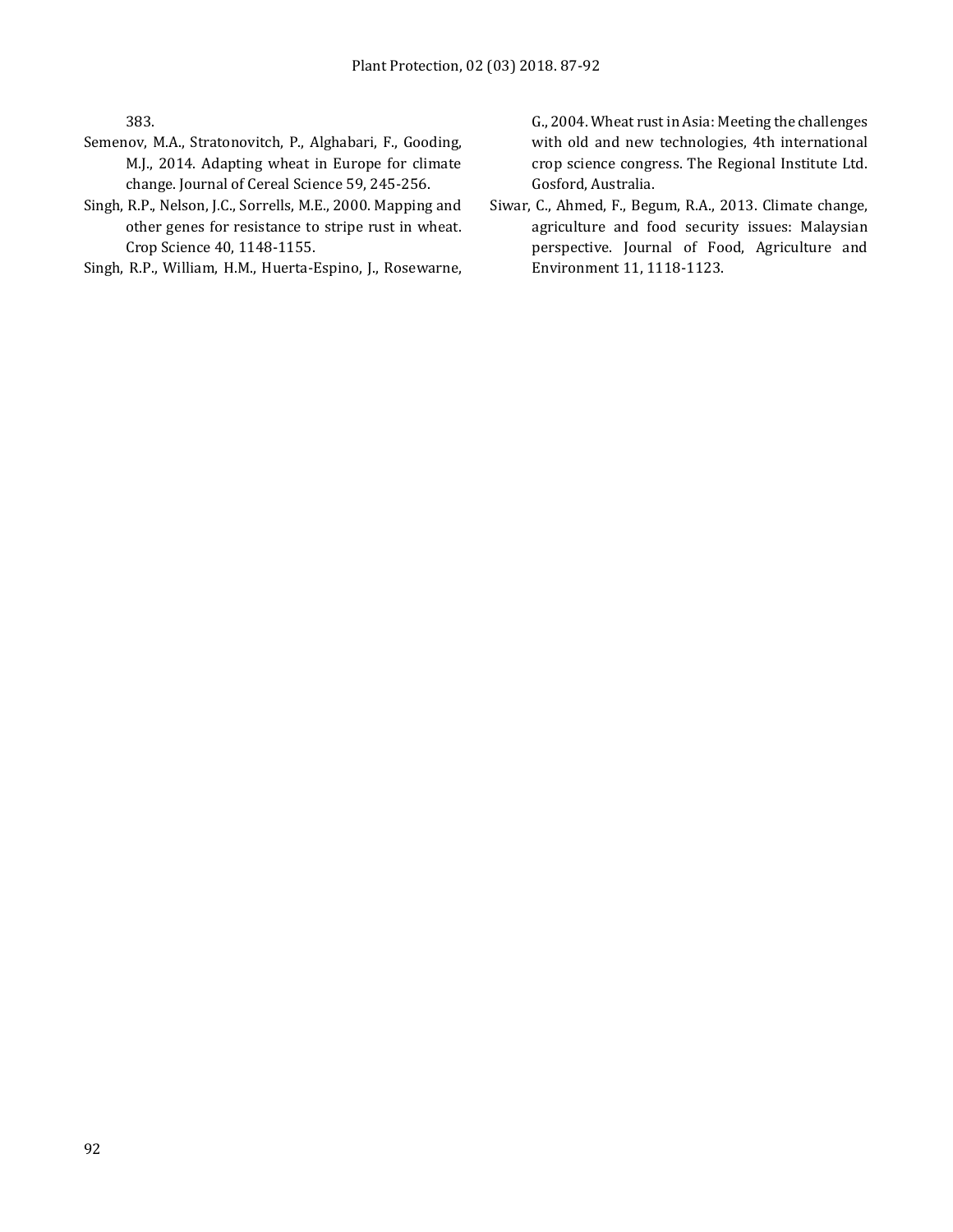383.

Semenov, M.A., Stratonovitch, P., Alghabari, F., Gooding, M.J., 2014. Adapting wheat in Europe for climate change. Journal of Cereal Science 59, 245-256.

Singh, R.P., Nelson, J.C., Sorrells, M.E., 2000. Mapping and other genes for resistance to stripe rust in wheat. Crop Science 40, 1148-1155.

Singh, R.P., William, H.M., Huerta-Espino, J., Rosewarne, G., 2004. Wheat rust in Asia: Meeting the challenges with old and new technologies, 4th international crop science congress. The Regional Institute Ltd. Gosford, Australia.

Siwar, C., Ahmed, F., Begum, R.A., 2013. Climate change, agriculture and food security issues: Malaysian perspective. Journal of Food, Agriculture and Environment 11, 1118-1123.